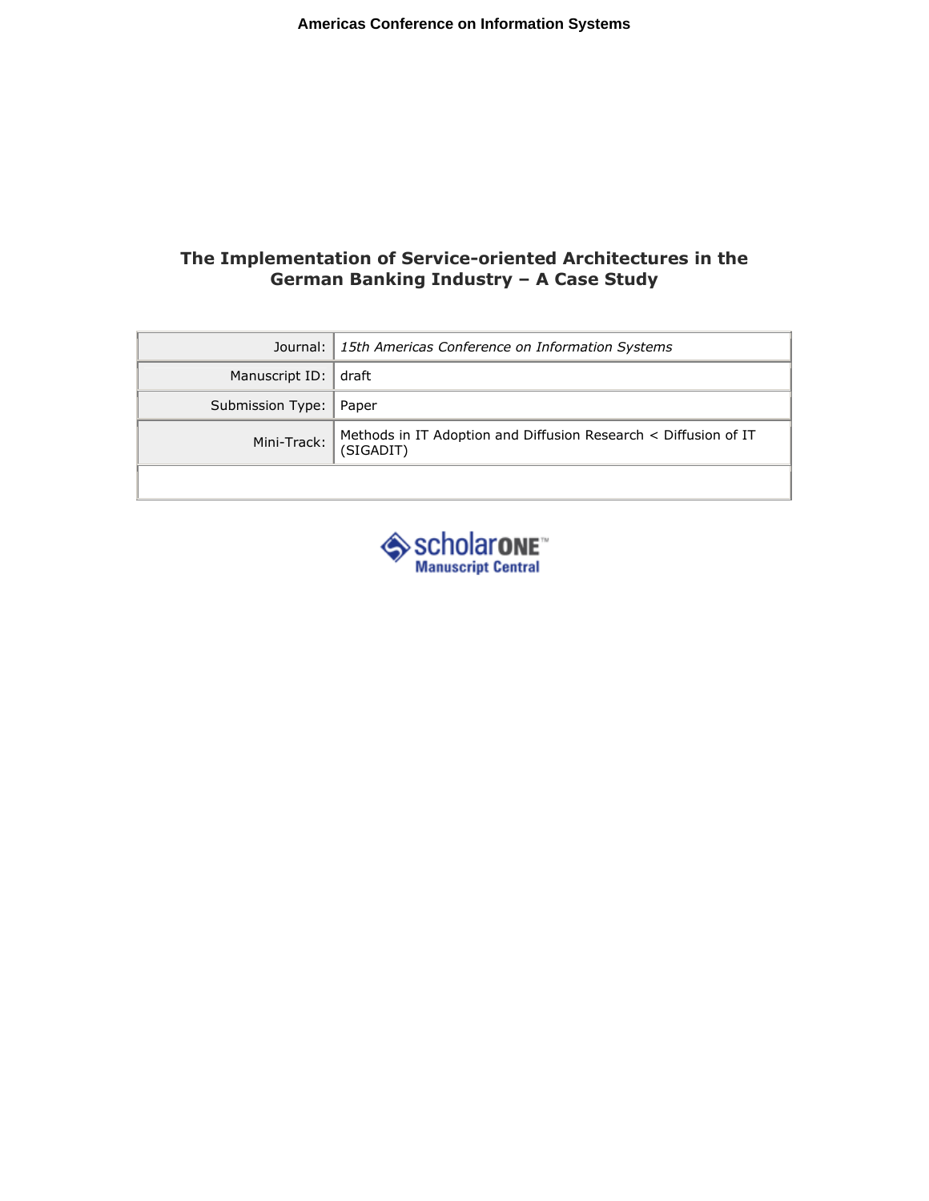**Americas Conference on Information Systems**

# The Implementation of Service-oriented Architectures in the German Banking Industry – A Case Study

| | |
|---|---|
| Journal: | *15th Americas Conference on Information Systems* |
| Manuscript ID: | draft |
| Submission Type: | Paper |
| Mini-Track: | Methods in IT Adoption and Diffusion Research < Diffusion of IT (SIGADIT) |
| | |

scholarONE™
Manuscript Central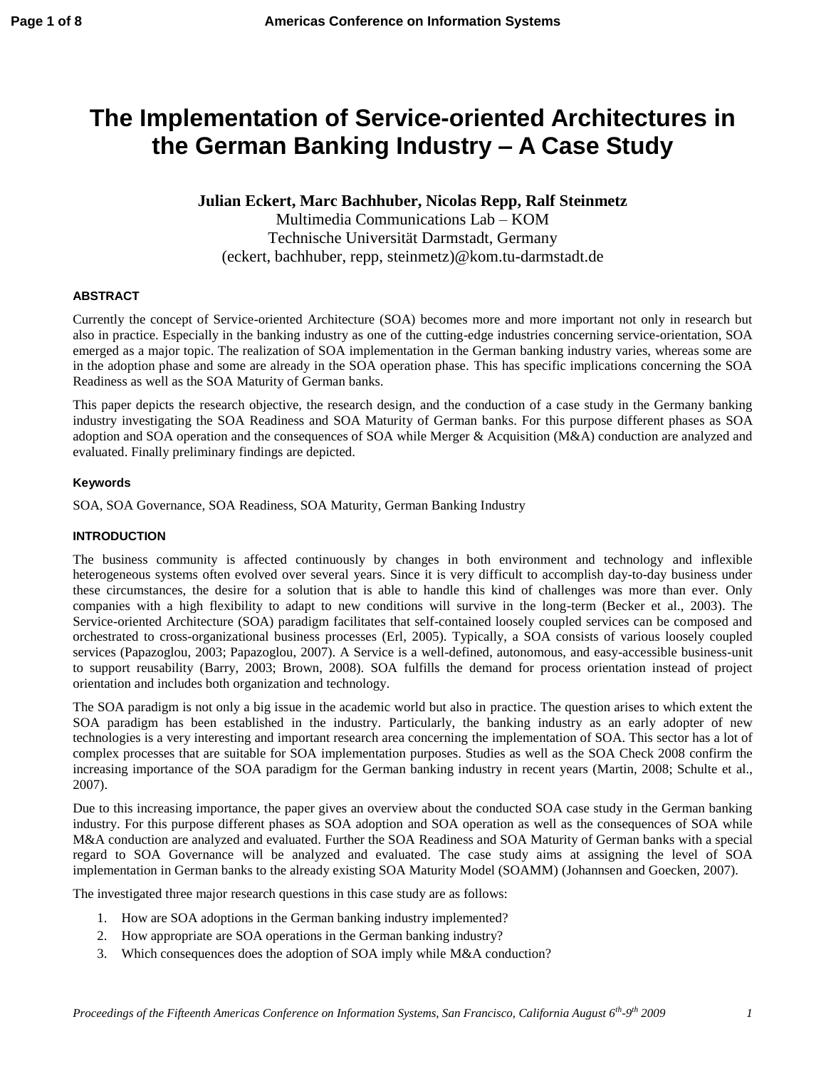# The Implementation of Service-oriented Architectures in the German Banking Industry – A Case Study

**Julian Eckert, Marc Bachhuber, Nicolas Repp, Ralf Steinmetz**

Multimedia Communications Lab – KOM
Technische Universität Darmstadt, Germany
(eckert, bachhuber, repp, steinmetz)@kom.tu-darmstadt.de

### ABSTRACT

Currently the concept of Service-oriented Architecture (SOA) becomes more and more important not only in research but also in practice. Especially in the banking industry as one of the cutting-edge industries concerning service-orientation, SOA emerged as a major topic. The realization of SOA implementation in the German banking industry varies, whereas some are in the adoption phase and some are already in the SOA operation phase. This has specific implications concerning the SOA Readiness as well as the SOA Maturity of German banks.

This paper depicts the research objective, the research design, and the conduction of a case study in the Germany banking industry investigating the SOA Readiness and SOA Maturity of German banks. For this purpose different phases as SOA adoption and SOA operation and the consequences of SOA while Merger & Acquisition (M&A) conduction are analyzed and evaluated. Finally preliminary findings are depicted.

### Keywords

SOA, SOA Governance, SOA Readiness, SOA Maturity, German Banking Industry

### INTRODUCTION

The business community is affected continuously by changes in both environment and technology and inflexible heterogeneous systems often evolved over several years. Since it is very difficult to accomplish day-to-day business under these circumstances, the desire for a solution that is able to handle this kind of challenges was more than ever. Only companies with a high flexibility to adapt to new conditions will survive in the long-term (Becker et al., 2003). The Service-oriented Architecture (SOA) paradigm facilitates that self-contained loosely coupled services can be composed and orchestrated to cross-organizational business processes (Erl, 2005). Typically, a SOA consists of various loosely coupled services (Papazoglou, 2003; Papazoglou, 2007). A Service is a well-defined, autonomous, and easy-accessible business-unit to support reusability (Barry, 2003; Brown, 2008). SOA fulfills the demand for process orientation instead of project orientation and includes both organization and technology.

The SOA paradigm is not only a big issue in the academic world but also in practice. The question arises to which extent the SOA paradigm has been established in the industry. Particularly, the banking industry as an early adopter of new technologies is a very interesting and important research area concerning the implementation of SOA. This sector has a lot of complex processes that are suitable for SOA implementation purposes. Studies as well as the SOA Check 2008 confirm the increasing importance of the SOA paradigm for the German banking industry in recent years (Martin, 2008; Schulte et al., 2007).

Due to this increasing importance, the paper gives an overview about the conducted SOA case study in the German banking industry. For this purpose different phases as SOA adoption and SOA operation as well as the consequences of SOA while M&A conduction are analyzed and evaluated. Further the SOA Readiness and SOA Maturity of German banks with a special regard to SOA Governance will be analyzed and evaluated. The case study aims at assigning the level of SOA implementation in German banks to the already existing SOA Maturity Model (SOAMM) (Johannsen and Goecken, 2007).

The investigated three major research questions in this case study are as follows:

1. How are SOA adoptions in the German banking industry implemented?
2. How appropriate are SOA operations in the German banking industry?
3. Which consequences does the adoption of SOA imply while M&A conduction?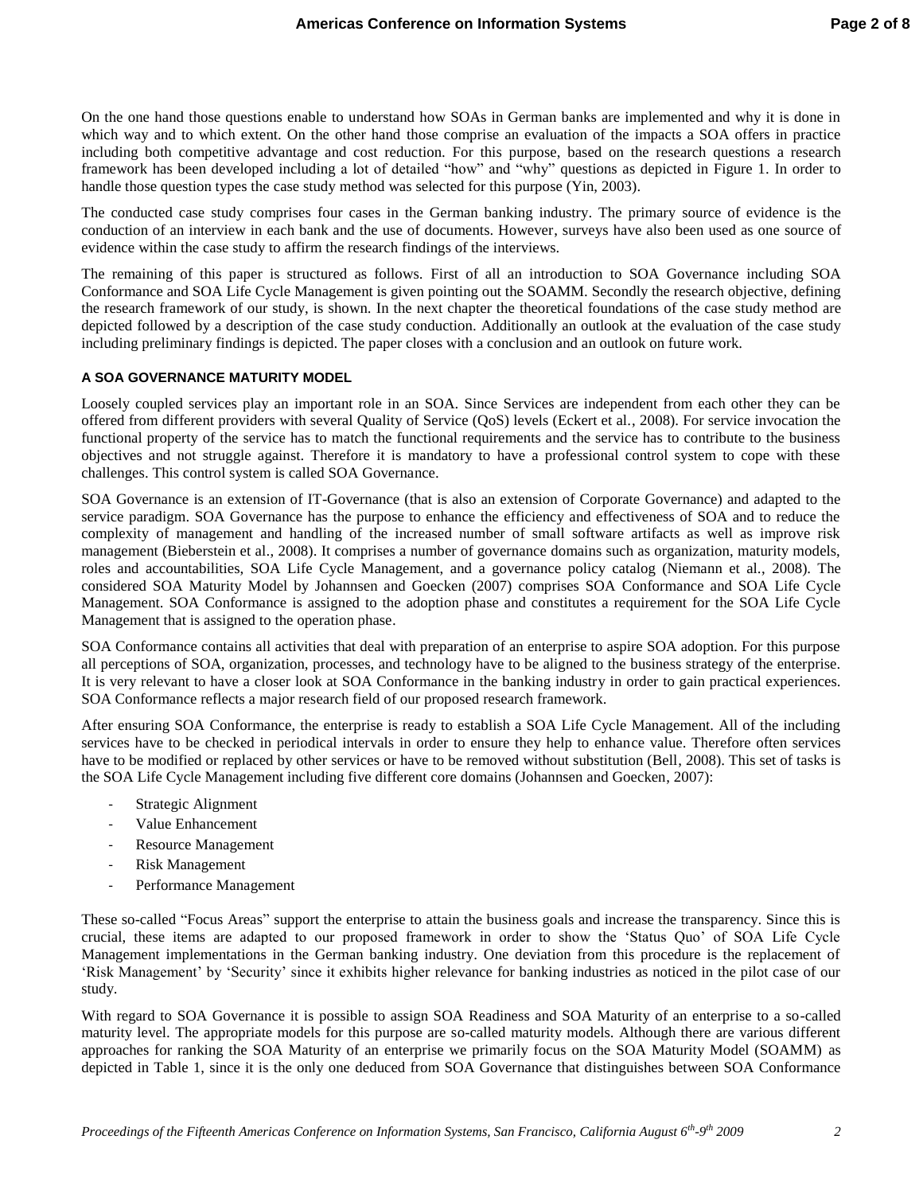On the one hand those questions enable to understand how SOAs in German banks are implemented and why it is done in which way and to which extent. On the other hand those comprise an evaluation of the impacts a SOA offers in practice including both competitive advantage and cost reduction. For this purpose, based on the research questions a research framework has been developed including a lot of detailed "how" and "why" questions as depicted in Figure 1. In order to handle those question types the case study method was selected for this purpose (Yin, 2003).

The conducted case study comprises four cases in the German banking industry. The primary source of evidence is the conduction of an interview in each bank and the use of documents. However, surveys have also been used as one source of evidence within the case study to affirm the research findings of the interviews.

The remaining of this paper is structured as follows. First of all an introduction to SOA Governance including SOA Conformance and SOA Life Cycle Management is given pointing out the SOAMM. Secondly the research objective, defining the research framework of our study, is shown. In the next chapter the theoretical foundations of the case study method are depicted followed by a description of the case study conduction. Additionally an outlook at the evaluation of the case study including preliminary findings is depicted. The paper closes with a conclusion and an outlook on future work.

## A SOA GOVERNANCE MATURITY MODEL

Loosely coupled services play an important role in an SOA. Since Services are independent from each other they can be offered from different providers with several Quality of Service (QoS) levels (Eckert et al., 2008). For service invocation the functional property of the service has to match the functional requirements and the service has to contribute to the business objectives and not struggle against. Therefore it is mandatory to have a professional control system to cope with these challenges. This control system is called SOA Governance.

SOA Governance is an extension of IT-Governance (that is also an extension of Corporate Governance) and adapted to the service paradigm. SOA Governance has the purpose to enhance the efficiency and effectiveness of SOA and to reduce the complexity of management and handling of the increased number of small software artifacts as well as improve risk management (Bieberstein et al., 2008). It comprises a number of governance domains such as organization, maturity models, roles and accountabilities, SOA Life Cycle Management, and a governance policy catalog (Niemann et al., 2008). The considered SOA Maturity Model by Johannsen and Goecken (2007) comprises SOA Conformance and SOA Life Cycle Management. SOA Conformance is assigned to the adoption phase and constitutes a requirement for the SOA Life Cycle Management that is assigned to the operation phase.

SOA Conformance contains all activities that deal with preparation of an enterprise to aspire SOA adoption. For this purpose all perceptions of SOA, organization, processes, and technology have to be aligned to the business strategy of the enterprise. It is very relevant to have a closer look at SOA Conformance in the banking industry in order to gain practical experiences. SOA Conformance reflects a major research field of our proposed research framework.

After ensuring SOA Conformance, the enterprise is ready to establish a SOA Life Cycle Management. All of the including services have to be checked in periodical intervals in order to ensure they help to enhance value. Therefore often services have to be modified or replaced by other services or have to be removed without substitution (Bell, 2008). This set of tasks is the SOA Life Cycle Management including five different core domains (Johannsen and Goecken, 2007):

- Strategic Alignment
- Value Enhancement
- Resource Management
- Risk Management
- Performance Management

These so-called "Focus Areas" support the enterprise to attain the business goals and increase the transparency. Since this is crucial, these items are adapted to our proposed framework in order to show the 'Status Quo' of SOA Life Cycle Management implementations in the German banking industry. One deviation from this procedure is the replacement of 'Risk Management' by 'Security' since it exhibits higher relevance for banking industries as noticed in the pilot case of our study.

With regard to SOA Governance it is possible to assign SOA Readiness and SOA Maturity of an enterprise to a so-called maturity level. The appropriate models for this purpose are so-called maturity models. Although there are various different approaches for ranking the SOA Maturity of an enterprise we primarily focus on the SOA Maturity Model (SOAMM) as depicted in Table 1, since it is the only one deduced from SOA Governance that distinguishes between SOA Conformance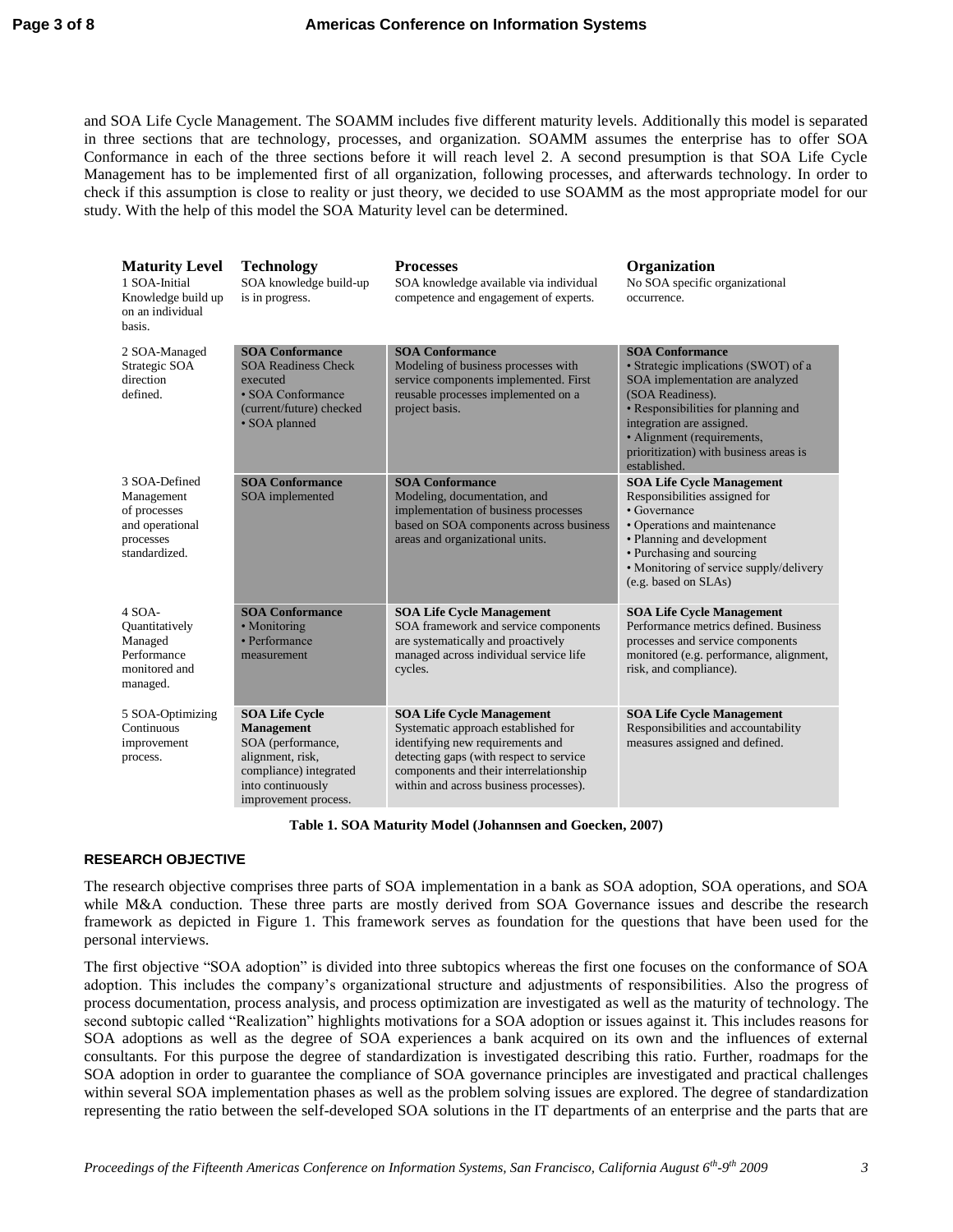and SOA Life Cycle Management. The SOAMM includes five different maturity levels. Additionally this model is separated in three sections that are technology, processes, and organization. SOAMM assumes the enterprise has to offer SOA Conformance in each of the three sections before it will reach level 2. A second presumption is that SOA Life Cycle Management has to be implemented first of all organization, following processes, and afterwards technology. In order to check if this assumption is close to reality or just theory, we decided to use SOAMM as the most appropriate model for our study. With the help of this model the SOA Maturity level can be determined.

| **Maturity Level** | **Technology** | **Processes** | **Organization** |
|---|---|---|---|
| 1 SOA-Initial Knowledge build up on an individual basis. | SOA knowledge build-up is in progress. | SOA knowledge available via individual competence and engagement of experts. | No SOA specific organizational occurrence. |
| 2 SOA-Managed Strategic SOA direction defined. | **SOA Conformance** SOA Readiness Check executed • SOA Conformance (current/future) checked • SOA planned | **SOA Conformance** Modeling of business processes with service components implemented. First reusable processes implemented on a project basis. | **SOA Conformance** • Strategic implications (SWOT) of a SOA implementation are analyzed (SOA Readiness). • Responsibilities for planning and integration are assigned. • Alignment (requirements, prioritization) with business areas is established. |
| 3 SOA-Defined Management of processes and operational processes standardized. | **SOA Conformance** SOA implemented | **SOA Conformance** Modeling, documentation, and implementation of business processes based on SOA components across business areas and organizational units. | **SOA Life Cycle Management** Responsibilities assigned for • Governance • Operations and maintenance • Planning and development • Purchasing and sourcing • Monitoring of service supply/delivery (e.g. based on SLAs) |
| 4 SOA-Quantitatively Managed Performance monitored and managed. | **SOA Conformance** • Monitoring • Performance measurement | **SOA Life Cycle Management** SOA framework and service components are systematically and proactively managed across individual service life cycles. | **SOA Life Cycle Management** Performance metrics defined. Business processes and service components monitored (e.g. performance, alignment, risk, and compliance). |
| 5 SOA-Optimizing Continuous improvement process. | **SOA Life Cycle Management** SOA (performance, alignment, risk, compliance) integrated into continuously improvement process. | **SOA Life Cycle Management** Systematic approach established for identifying new requirements and detecting gaps (with respect to service components and their interrelationship within and across business processes). | **SOA Life Cycle Management** Responsibilities and accountability measures assigned and defined. |

**Table 1. SOA Maturity Model (Johannsen and Goecken, 2007)**

## RESEARCH OBJECTIVE

The research objective comprises three parts of SOA implementation in a bank as SOA adoption, SOA operations, and SOA while M&A conduction. These three parts are mostly derived from SOA Governance issues and describe the research framework as depicted in Figure 1. This framework serves as foundation for the questions that have been used for the personal interviews.

The first objective "SOA adoption" is divided into three subtopics whereas the first one focuses on the conformance of SOA adoption. This includes the company's organizational structure and adjustments of responsibilities. Also the progress of process documentation, process analysis, and process optimization are investigated as well as the maturity of technology. The second subtopic called "Realization" highlights motivations for a SOA adoption or issues against it. This includes reasons for SOA adoptions as well as the degree of SOA experiences a bank acquired on its own and the influences of external consultants. For this purpose the degree of standardization is investigated describing this ratio. Further, roadmaps for the SOA adoption in order to guarantee the compliance of SOA governance principles are investigated and practical challenges within several SOA implementation phases as well as the problem solving issues are explored. The degree of standardization representing the ratio between the self-developed SOA solutions in the IT departments of an enterprise and the parts that are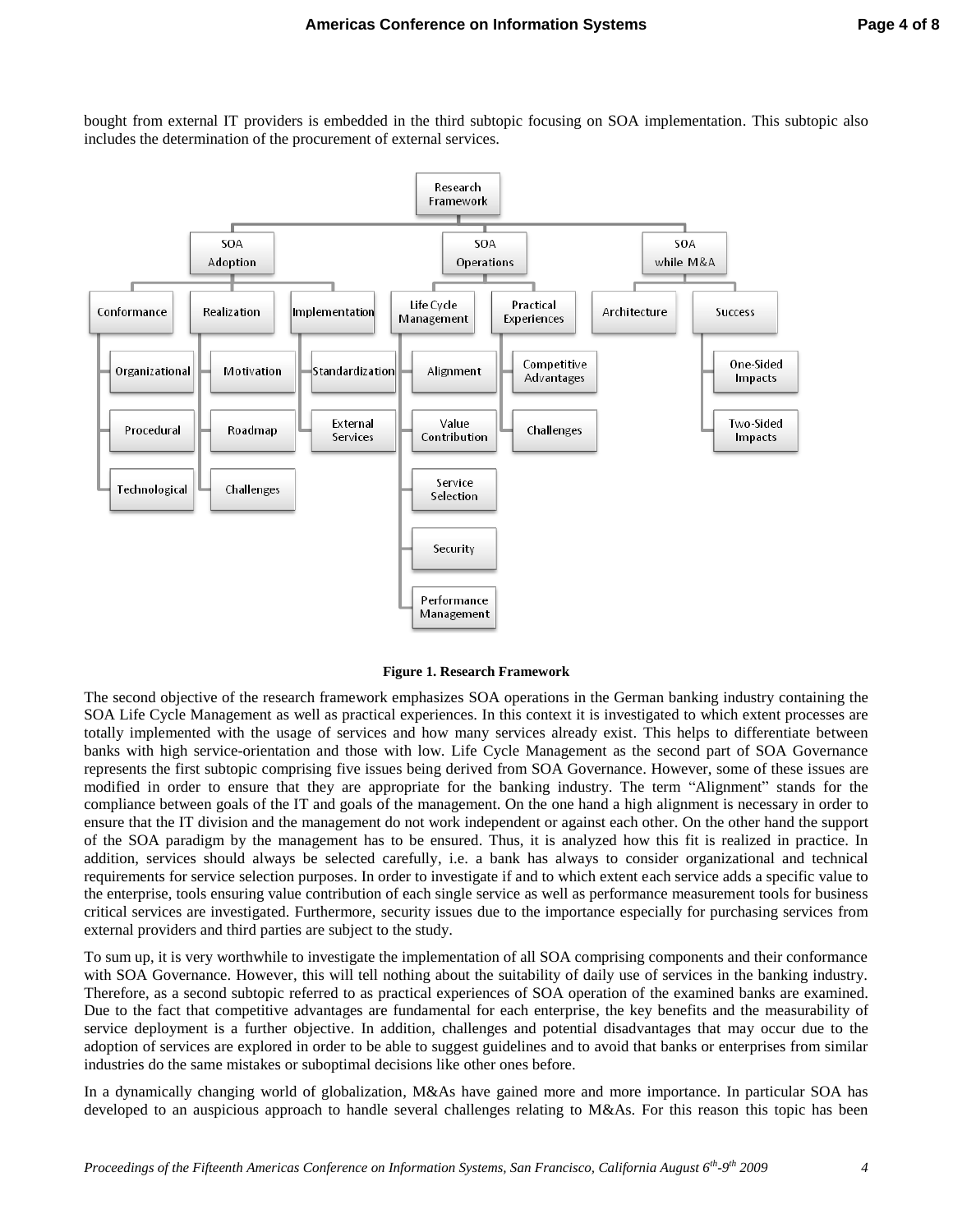bought from external IT providers is embedded in the third subtopic focusing on SOA implementation. This subtopic also includes the determination of the procurement of external services.

**Figure 1. Research Framework**

The second objective of the research framework emphasizes SOA operations in the German banking industry containing the SOA Life Cycle Management as well as practical experiences. In this context it is investigated to which extent processes are totally implemented with the usage of services and how many services already exist. This helps to differentiate between banks with high service-orientation and those with low. Life Cycle Management as the second part of SOA Governance represents the first subtopic comprising five issues being derived from SOA Governance. However, some of these issues are modified in order to ensure that they are appropriate for the banking industry. The term "Alignment" stands for the compliance between goals of the IT and goals of the management. On the one hand a high alignment is necessary in order to ensure that the IT division and the management do not work independent or against each other. On the other hand the support of the SOA paradigm by the management has to be ensured. Thus, it is analyzed how this fit is realized in practice. In addition, services should always be selected carefully, i.e. a bank has always to consider organizational and technical requirements for service selection purposes. In order to investigate if and to which extent each service adds a specific value to the enterprise, tools ensuring value contribution of each single service as well as performance measurement tools for business critical services are investigated. Furthermore, security issues due to the importance especially for purchasing services from external providers and third parties are subject to the study.

To sum up, it is very worthwhile to investigate the implementation of all SOA comprising components and their conformance with SOA Governance. However, this will tell nothing about the suitability of daily use of services in the banking industry. Therefore, as a second subtopic referred to as practical experiences of SOA operation of the examined banks are examined. Due to the fact that competitive advantages are fundamental for each enterprise, the key benefits and the measurability of service deployment is a further objective. In addition, challenges and potential disadvantages that may occur due to the adoption of services are explored in order to be able to suggest guidelines and to avoid that banks or enterprises from similar industries do the same mistakes or suboptimal decisions like other ones before.

In a dynamically changing world of globalization, M&As have gained more and more importance. In particular SOA has developed to an auspicious approach to handle several challenges relating to M&As. For this reason this topic has been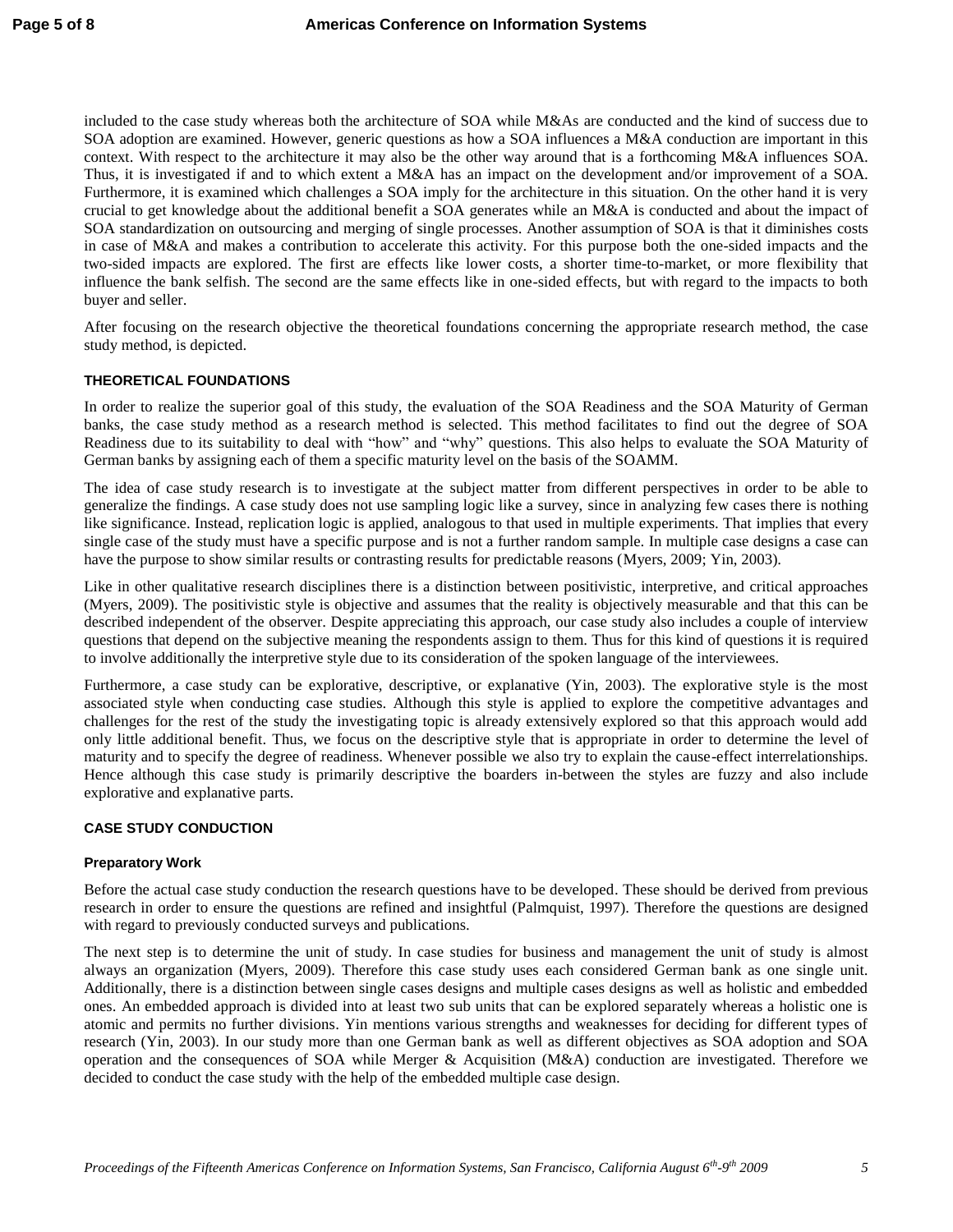included to the case study whereas both the architecture of SOA while M&As are conducted and the kind of success due to SOA adoption are examined. However, generic questions as how a SOA influences a M&A conduction are important in this context. With respect to the architecture it may also be the other way around that is a forthcoming M&A influences SOA. Thus, it is investigated if and to which extent a M&A has an impact on the development and/or improvement of a SOA. Furthermore, it is examined which challenges a SOA imply for the architecture in this situation. On the other hand it is very crucial to get knowledge about the additional benefit a SOA generates while an M&A is conducted and about the impact of SOA standardization on outsourcing and merging of single processes. Another assumption of SOA is that it diminishes costs in case of M&A and makes a contribution to accelerate this activity. For this purpose both the one-sided impacts and the two-sided impacts are explored. The first are effects like lower costs, a shorter time-to-market, or more flexibility that influence the bank selfish. The second are the same effects like in one-sided effects, but with regard to the impacts to both buyer and seller.

After focusing on the research objective the theoretical foundations concerning the appropriate research method, the case study method, is depicted.

## THEORETICAL FOUNDATIONS

In order to realize the superior goal of this study, the evaluation of the SOA Readiness and the SOA Maturity of German banks, the case study method as a research method is selected. This method facilitates to find out the degree of SOA Readiness due to its suitability to deal with "how" and "why" questions. This also helps to evaluate the SOA Maturity of German banks by assigning each of them a specific maturity level on the basis of the SOAMM.

The idea of case study research is to investigate at the subject matter from different perspectives in order to be able to generalize the findings. A case study does not use sampling logic like a survey, since in analyzing few cases there is nothing like significance. Instead, replication logic is applied, analogous to that used in multiple experiments. That implies that every single case of the study must have a specific purpose and is not a further random sample. In multiple case designs a case can have the purpose to show similar results or contrasting results for predictable reasons (Myers, 2009; Yin, 2003).

Like in other qualitative research disciplines there is a distinction between positivistic, interpretive, and critical approaches (Myers, 2009). The positivistic style is objective and assumes that the reality is objectively measurable and that this can be described independent of the observer. Despite appreciating this approach, our case study also includes a couple of interview questions that depend on the subjective meaning the respondents assign to them. Thus for this kind of questions it is required to involve additionally the interpretive style due to its consideration of the spoken language of the interviewees.

Furthermore, a case study can be explorative, descriptive, or explanative (Yin, 2003). The explorative style is the most associated style when conducting case studies. Although this style is applied to explore the competitive advantages and challenges for the rest of the study the investigating topic is already extensively explored so that this approach would add only little additional benefit. Thus, we focus on the descriptive style that is appropriate in order to determine the level of maturity and to specify the degree of readiness. Whenever possible we also try to explain the cause-effect interrelationships. Hence although this case study is primarily descriptive the boarders in-between the styles are fuzzy and also include explorative and explanative parts.

## CASE STUDY CONDUCTION

### Preparatory Work

Before the actual case study conduction the research questions have to be developed. These should be derived from previous research in order to ensure the questions are refined and insightful (Palmquist, 1997). Therefore the questions are designed with regard to previously conducted surveys and publications.

The next step is to determine the unit of study. In case studies for business and management the unit of study is almost always an organization (Myers, 2009). Therefore this case study uses each considered German bank as one single unit. Additionally, there is a distinction between single cases designs and multiple cases designs as well as holistic and embedded ones. An embedded approach is divided into at least two sub units that can be explored separately whereas a holistic one is atomic and permits no further divisions. Yin mentions various strengths and weaknesses for deciding for different types of research (Yin, 2003). In our study more than one German bank as well as different objectives as SOA adoption and SOA operation and the consequences of SOA while Merger & Acquisition (M&A) conduction are investigated. Therefore we decided to conduct the case study with the help of the embedded multiple case design.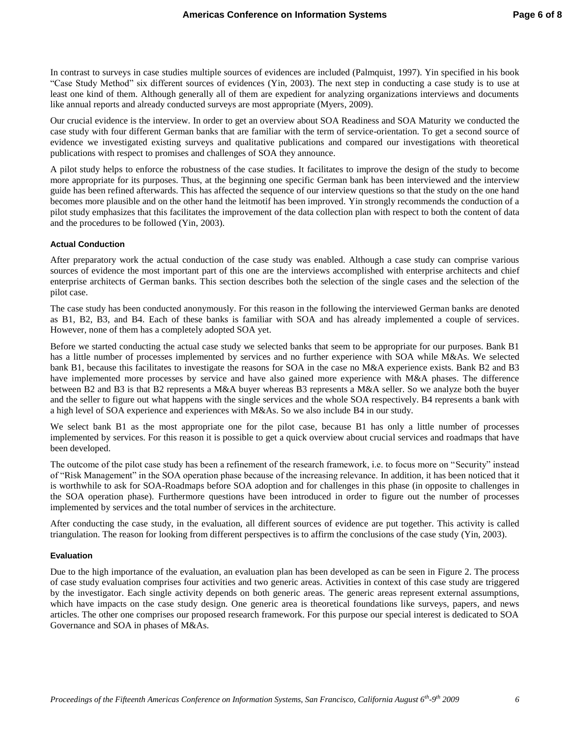In contrast to surveys in case studies multiple sources of evidences are included (Palmquist, 1997). Yin specified in his book "Case Study Method" six different sources of evidences (Yin, 2003). The next step in conducting a case study is to use at least one kind of them. Although generally all of them are expedient for analyzing organizations interviews and documents like annual reports and already conducted surveys are most appropriate (Myers, 2009).

Our crucial evidence is the interview. In order to get an overview about SOA Readiness and SOA Maturity we conducted the case study with four different German banks that are familiar with the term of service-orientation. To get a second source of evidence we investigated existing surveys and qualitative publications and compared our investigations with theoretical publications with respect to promises and challenges of SOA they announce.

A pilot study helps to enforce the robustness of the case studies. It facilitates to improve the design of the study to become more appropriate for its purposes. Thus, at the beginning one specific German bank has been interviewed and the interview guide has been refined afterwards. This has affected the sequence of our interview questions so that the study on the one hand becomes more plausible and on the other hand the leitmotif has been improved. Yin strongly recommends the conduction of a pilot study emphasizes that this facilitates the improvement of the data collection plan with respect to both the content of data and the procedures to be followed (Yin, 2003).

#### Actual Conduction

After preparatory work the actual conduction of the case study was enabled. Although a case study can comprise various sources of evidence the most important part of this one are the interviews accomplished with enterprise architects and chief enterprise architects of German banks. This section describes both the selection of the single cases and the selection of the pilot case.

The case study has been conducted anonymously. For this reason in the following the interviewed German banks are denoted as B1, B2, B3, and B4. Each of these banks is familiar with SOA and has already implemented a couple of services. However, none of them has a completely adopted SOA yet.

Before we started conducting the actual case study we selected banks that seem to be appropriate for our purposes. Bank B1 has a little number of processes implemented by services and no further experience with SOA while M&As. We selected bank B1, because this facilitates to investigate the reasons for SOA in the case no M&A experience exists. Bank B2 and B3 have implemented more processes by service and have also gained more experience with M&A phases. The difference between B2 and B3 is that B2 represents a M&A buyer whereas B3 represents a M&A seller. So we analyze both the buyer and the seller to figure out what happens with the single services and the whole SOA respectively. B4 represents a bank with a high level of SOA experience and experiences with M&As. So we also include B4 in our study.

We select bank B1 as the most appropriate one for the pilot case, because B1 has only a little number of processes implemented by services. For this reason it is possible to get a quick overview about crucial services and roadmaps that have been developed.

The outcome of the pilot case study has been a refinement of the research framework, i.e. to focus more on "Security" instead of "Risk Management" in the SOA operation phase because of the increasing relevance. In addition, it has been noticed that it is worthwhile to ask for SOA-Roadmaps before SOA adoption and for challenges in this phase (in opposite to challenges in the SOA operation phase). Furthermore questions have been introduced in order to figure out the number of processes implemented by services and the total number of services in the architecture.

After conducting the case study, in the evaluation, all different sources of evidence are put together. This activity is called triangulation. The reason for looking from different perspectives is to affirm the conclusions of the case study (Yin, 2003).

#### Evaluation

Due to the high importance of the evaluation, an evaluation plan has been developed as can be seen in Figure 2. The process of case study evaluation comprises four activities and two generic areas. Activities in context of this case study are triggered by the investigator. Each single activity depends on both generic areas. The generic areas represent external assumptions, which have impacts on the case study design. One generic area is theoretical foundations like surveys, papers, and news articles. The other one comprises our proposed research framework. For this purpose our special interest is dedicated to SOA Governance and SOA in phases of M&As.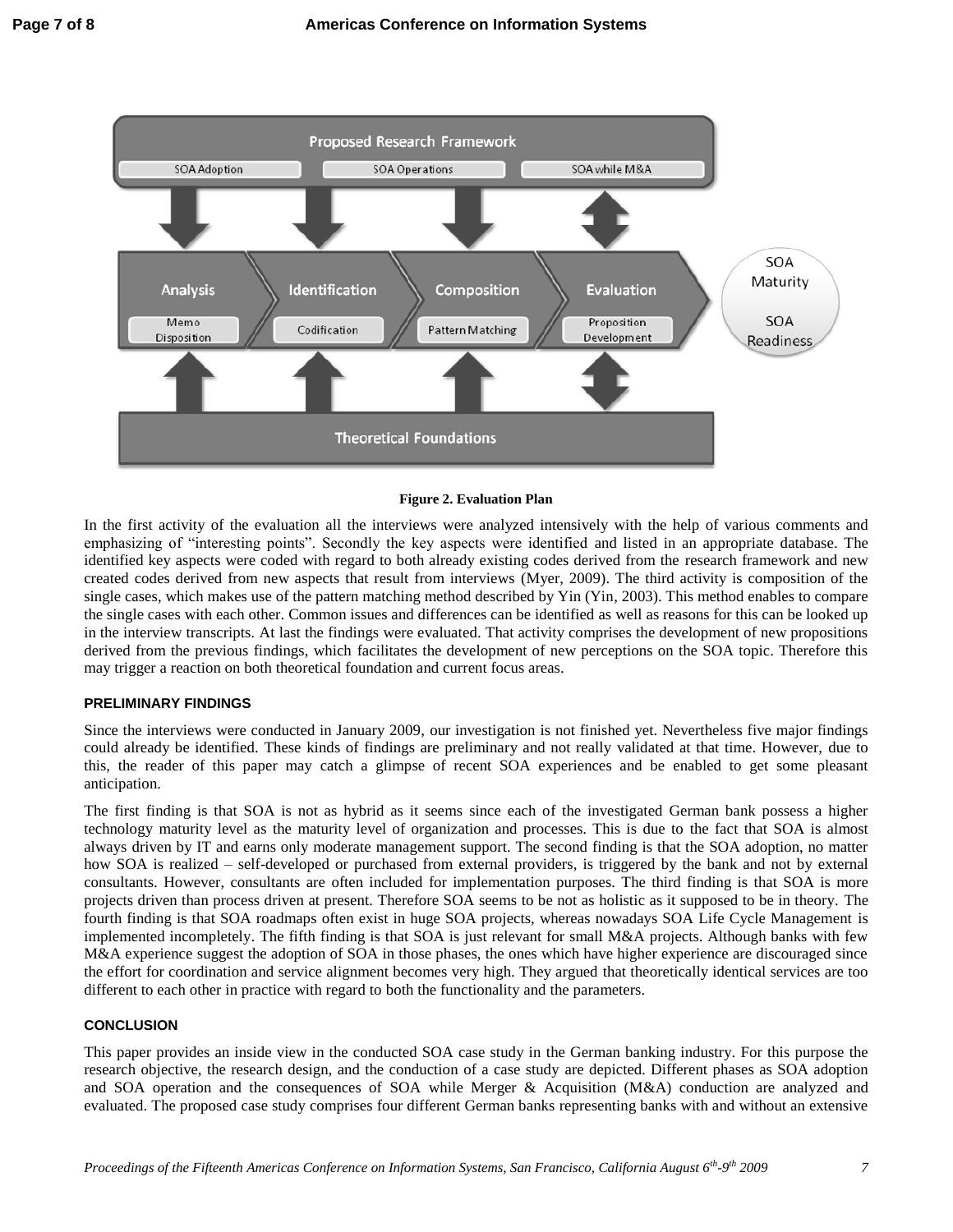**Figure 2. Evaluation Plan**

In the first activity of the evaluation all the interviews were analyzed intensively with the help of various comments and emphasizing of "interesting points". Secondly the key aspects were identified and listed in an appropriate database. The identified key aspects were coded with regard to both already existing codes derived from the research framework and new created codes derived from new aspects that result from interviews (Myer, 2009). The third activity is composition of the single cases, which makes use of the pattern matching method described by Yin (Yin, 2003). This method enables to compare the single cases with each other. Common issues and differences can be identified as well as reasons for this can be looked up in the interview transcripts. At last the findings were evaluated. That activity comprises the development of new propositions derived from the previous findings, which facilitates the development of new perceptions on the SOA topic. Therefore this may trigger a reaction on both theoretical foundation and current focus areas.

## PRELIMINARY FINDINGS

Since the interviews were conducted in January 2009, our investigation is not finished yet. Nevertheless five major findings could already be identified. These kinds of findings are preliminary and not really validated at that time. However, due to this, the reader of this paper may catch a glimpse of recent SOA experiences and be enabled to get some pleasant anticipation.

The first finding is that SOA is not as hybrid as it seems since each of the investigated German bank possess a higher technology maturity level as the maturity level of organization and processes. This is due to the fact that SOA is almost always driven by IT and earns only moderate management support. The second finding is that the SOA adoption, no matter how SOA is realized – self-developed or purchased from external providers, is triggered by the bank and not by external consultants. However, consultants are often included for implementation purposes. The third finding is that SOA is more projects driven than process driven at present. Therefore SOA seems to be not as holistic as it supposed to be in theory. The fourth finding is that SOA roadmaps often exist in huge SOA projects, whereas nowadays SOA Life Cycle Management is implemented incompletely. The fifth finding is that SOA is just relevant for small M&A projects. Although banks with few M&A experience suggest the adoption of SOA in those phases, the ones which have higher experience are discouraged since the effort for coordination and service alignment becomes very high. They argued that theoretically identical services are too different to each other in practice with regard to both the functionality and the parameters.

## CONCLUSION

This paper provides an inside view in the conducted SOA case study in the German banking industry. For this purpose the research objective, the research design, and the conduction of a case study are depicted. Different phases as SOA adoption and SOA operation and the consequences of SOA while Merger & Acquisition (M&A) conduction are analyzed and evaluated. The proposed case study comprises four different German banks representing banks with and without an extensive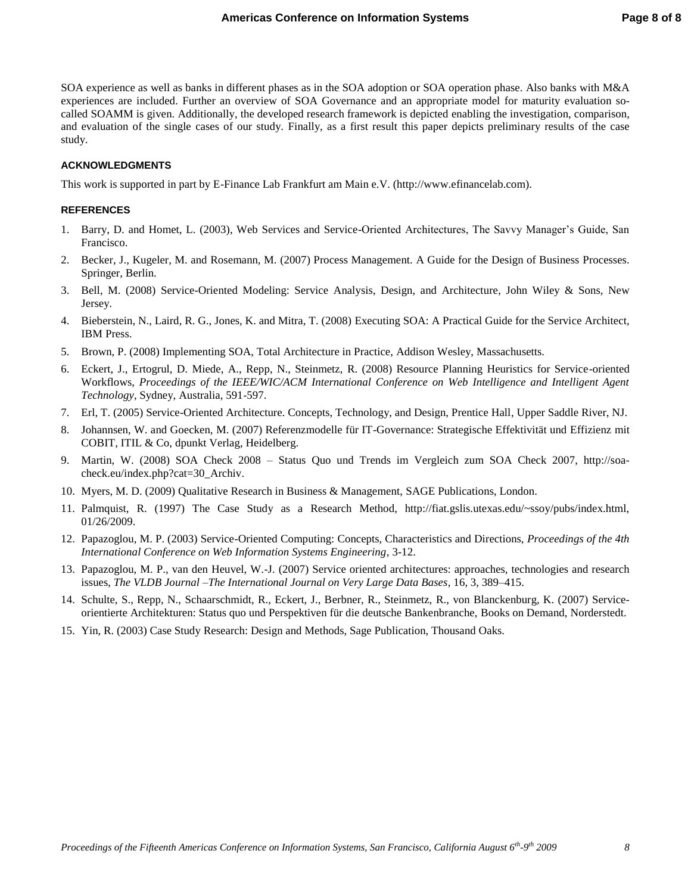SOA experience as well as banks in different phases as in the SOA adoption or SOA operation phase. Also banks with M&A experiences are included. Further an overview of SOA Governance and an appropriate model for maturity evaluation so-called SOAMM is given. Additionally, the developed research framework is depicted enabling the investigation, comparison, and evaluation of the single cases of our study. Finally, as a first result this paper depicts preliminary results of the case study.

### ACKNOWLEDGMENTS

This work is supported in part by E-Finance Lab Frankfurt am Main e.V. (http://www.efinancelab.com).

### REFERENCES

1. Barry, D. and Homet, L. (2003), Web Services and Service-Oriented Architectures, The Savvy Manager's Guide, San Francisco.
2. Becker, J., Kugeler, M. and Rosemann, M. (2007) Process Management. A Guide for the Design of Business Processes. Springer, Berlin.
3. Bell, M. (2008) Service-Oriented Modeling: Service Analysis, Design, and Architecture, John Wiley & Sons, New Jersey.
4. Bieberstein, N., Laird, R. G., Jones, K. and Mitra, T. (2008) Executing SOA: A Practical Guide for the Service Architect, IBM Press.
5. Brown, P. (2008) Implementing SOA, Total Architecture in Practice, Addison Wesley, Massachusetts.
6. Eckert, J., Ertogrul, D. Miede, A., Repp, N., Steinmetz, R. (2008) Resource Planning Heuristics for Service-oriented Workflows, *Proceedings of the IEEE/WIC/ACM International Conference on Web Intelligence and Intelligent Agent Technology*, Sydney, Australia, 591-597.
7. Erl, T. (2005) Service-Oriented Architecture. Concepts, Technology, and Design, Prentice Hall, Upper Saddle River, NJ.
8. Johannsen, W. and Goecken, M. (2007) Referenzmodelle für IT-Governance: Strategische Effektivität und Effizienz mit COBIT, ITIL & Co, dpunkt Verlag, Heidelberg.
9. Martin, W. (2008) SOA Check 2008 – Status Quo und Trends im Vergleich zum SOA Check 2007, http://soa-check.eu/index.php?cat=30_Archiv.
10. Myers, M. D. (2009) Qualitative Research in Business & Management, SAGE Publications, London.
11. Palmquist, R. (1997) The Case Study as a Research Method, http://fiat.gslis.utexas.edu/~ssoy/pubs/index.html, 01/26/2009.
12. Papazoglou, M. P. (2003) Service-Oriented Computing: Concepts, Characteristics and Directions, *Proceedings of the 4th International Conference on Web Information Systems Engineering*, 3-12.
13. Papazoglou, M. P., van den Heuvel, W.-J. (2007) Service oriented architectures: approaches, technologies and research issues, *The VLDB Journal –The International Journal on Very Large Data Bases*, 16, 3, 389–415.
14. Schulte, S., Repp, N., Schaarschmidt, R., Eckert, J., Berbner, R., Steinmetz, R., von Blanckenburg, K. (2007) Service-orientierte Architekturen: Status quo und Perspektiven für die deutsche Bankenbranche, Books on Demand, Norderstedt.
15. Yin, R. (2003) Case Study Research: Design and Methods, Sage Publication, Thousand Oaks.